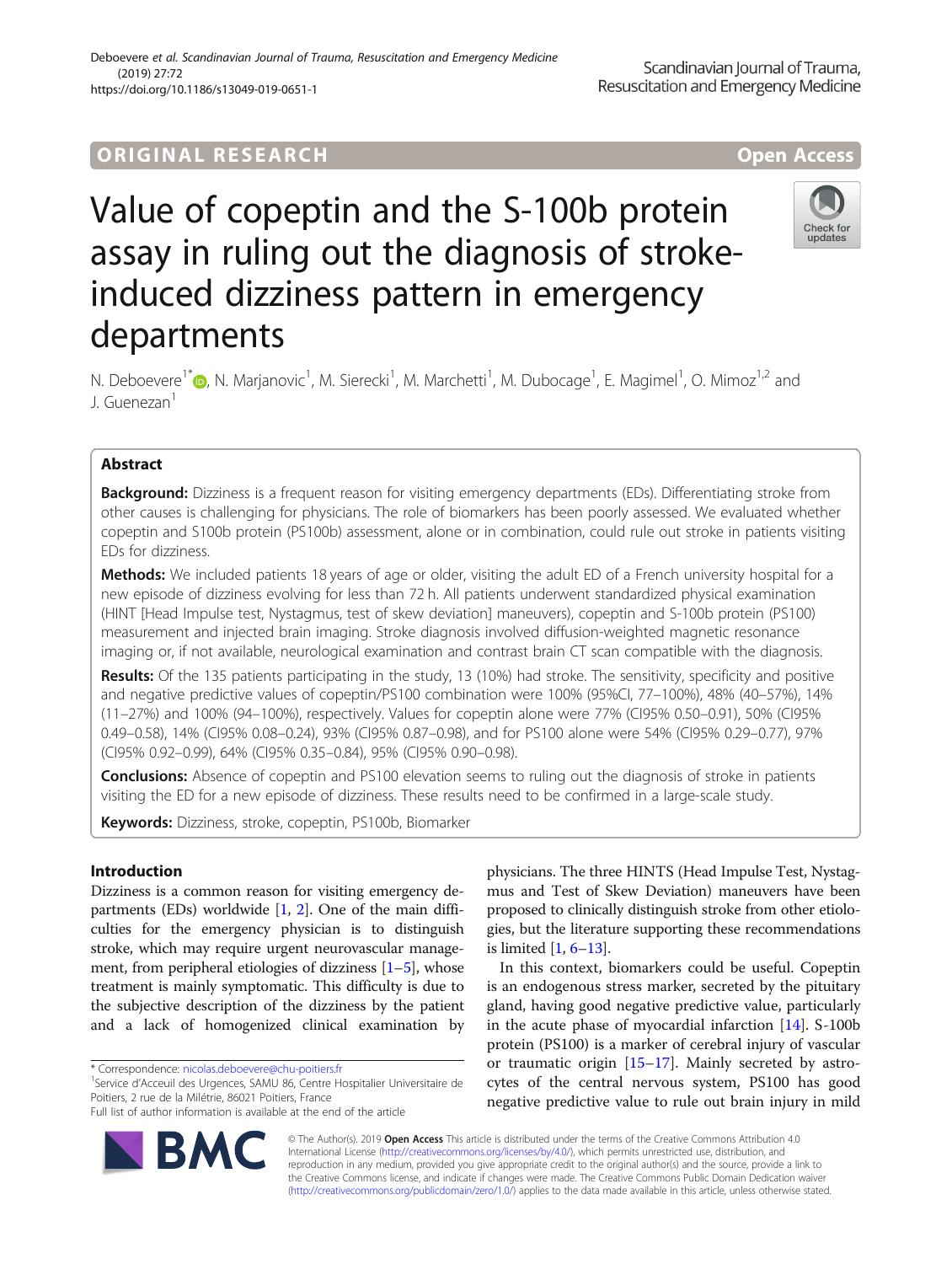ORIGINAL RESEARCH

Open Access

# Value of copeptin and the S-100b protein assay in ruling out the diagnosis of stroke-induced dizziness pattern in emergency departments

N. Deboevere[1*], N. Marjanovic[1], M. Sierecki[1], M. Marchetti[1], M. Dubocage[1], E. Magimel[1], O. Mimoz[1,2] and J. Guenezan[1]

## Abstract

**Background:** Dizziness is a frequent reason for visiting emergency departments (EDs). Differentiating stroke from other causes is challenging for physicians. The role of biomarkers has been poorly assessed. We evaluated whether copeptin and S100b protein (PS100b) assessment, alone or in combination, could rule out stroke in patients visiting EDs for dizziness.

**Methods:** We included patients 18 years of age or older, visiting the adult ED of a French university hospital for a new episode of dizziness evolving for less than 72 h. All patients underwent standardized physical examination (HINT [Head Impulse test, Nystagmus, test of skew deviation] maneuvers), copeptin and S-100b protein (PS100) measurement and injected brain imaging. Stroke diagnosis involved diffusion-weighted magnetic resonance imaging or, if not available, neurological examination and contrast brain CT scan compatible with the diagnosis.

**Results:** Of the 135 patients participating in the study, 13 (10%) had stroke. The sensitivity, specificity and positive and negative predictive values of copeptin/PS100 combination were 100% (95%CI, 77–100%), 48% (40–57%), 14% (11–27%) and 100% (94–100%), respectively. Values for copeptin alone were 77% (CI95% 0.50–0.91), 50% (CI95% 0.49–0.58), 14% (CI95% 0.08–0.24), 93% (CI95% 0.87–0.98), and for PS100 alone were 54% (CI95% 0.29–0.77), 97% (CI95% 0.92–0.99), 64% (CI95% 0.35–0.84), 95% (CI95% 0.90–0.98).

**Conclusions:** Absence of copeptin and PS100 elevation seems to ruling out the diagnosis of stroke in patients visiting the ED for a new episode of dizziness. These results need to be confirmed in a large-scale study.

**Keywords:** Dizziness, stroke, copeptin, PS100b, Biomarker

## Introduction

Dizziness is a common reason for visiting emergency departments (EDs) worldwide [1, 2]. One of the main difficulties for the emergency physician is to distinguish stroke, which may require urgent neurovascular management, from peripheral etiologies of dizziness [1–5], whose treatment is mainly symptomatic. This difficulty is due to the subjective description of the dizziness by the patient and a lack of homogenized clinical examination by physicians. The three HINTS (Head Impulse Test, Nystagmus and Test of Skew Deviation) maneuvers have been proposed to clinically distinguish stroke from other etiologies, but the literature supporting these recommendations is limited [1, 6–13].

In this context, biomarkers could be useful. Copeptin is an endogenous stress marker, secreted by the pituitary gland, having good negative predictive value, particularly in the acute phase of myocardial infarction [14]. S-100b protein (PS100) is a marker of cerebral injury of vascular or traumatic origin [15–17]. Mainly secreted by astrocytes of the central nervous system, PS100 has good negative predictive value to rule out brain injury in mild

* Correspondence: nicolas.deboevere@chu-poitiers.fr
[1]Service d'Acceuil des Urgences, SAMU 86, Centre Hospitalier Universitaire de Poitiers, 2 rue de la Milétrie, 86021 Poitiers, France
Full list of author information is available at the end of the article

© The Author(s). 2019 **Open Access** This article is distributed under the terms of the Creative Commons Attribution 4.0 International License (http://creativecommons.org/licenses/by/4.0/), which permits unrestricted use, distribution, and reproduction in any medium, provided you give appropriate credit to the original author(s) and the source, provide a link to the Creative Commons license, and indicate if changes were made. The Creative Commons Public Domain Dedication waiver (http://creativecommons.org/publicdomain/zero/1.0/) applies to the data made available in this article, unless otherwise stated.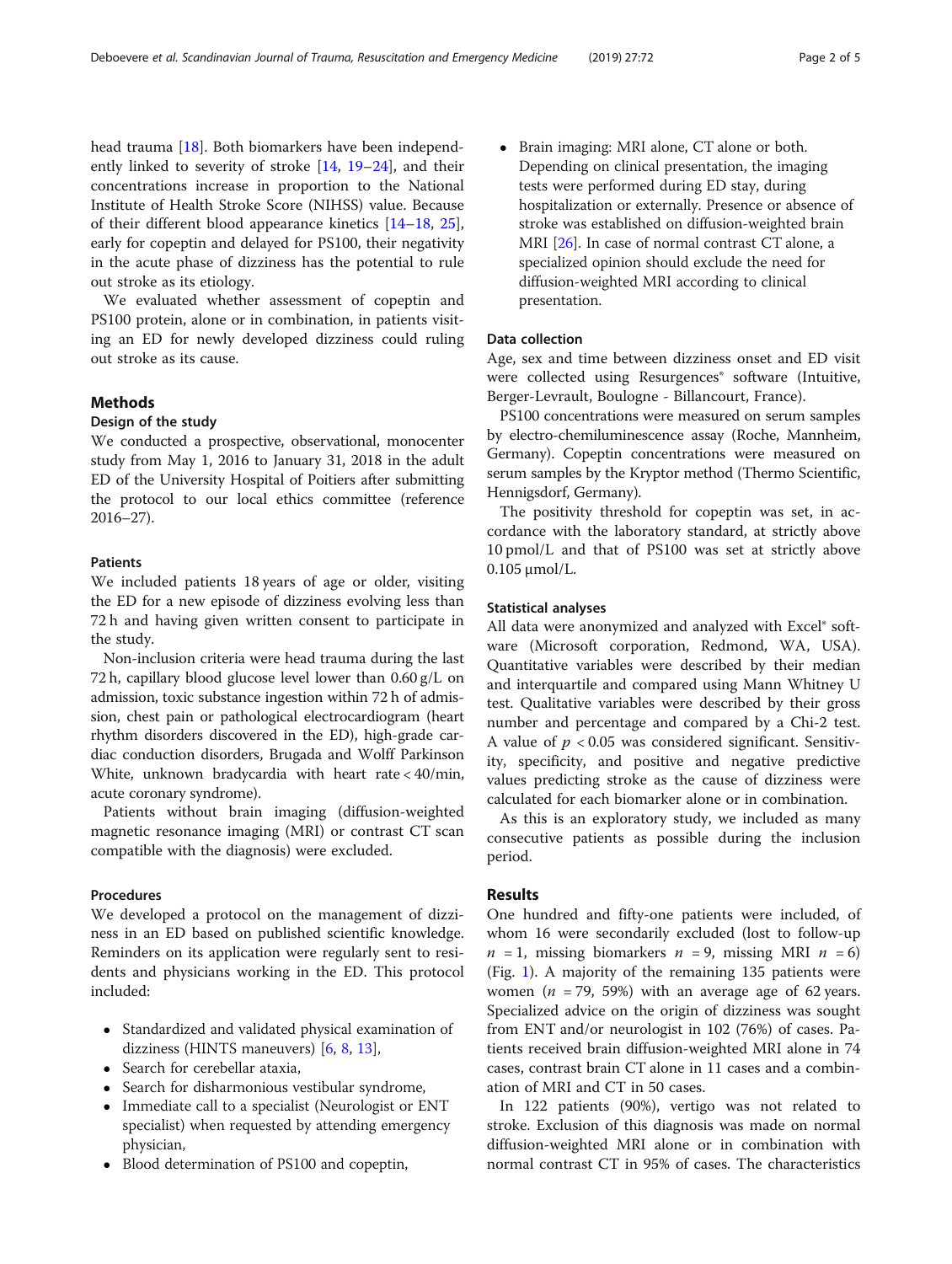head trauma [18]. Both biomarkers have been independently linked to severity of stroke [14, 19–24], and their concentrations increase in proportion to the National Institute of Health Stroke Score (NIHSS) value. Because of their different blood appearance kinetics [14–18, 25], early for copeptin and delayed for PS100, their negativity in the acute phase of dizziness has the potential to rule out stroke as its etiology.

We evaluated whether assessment of copeptin and PS100 protein, alone or in combination, in patients visiting an ED for newly developed dizziness could ruling out stroke as its cause.

## Methods

### Design of the study

We conducted a prospective, observational, monocenter study from May 1, 2016 to January 31, 2018 in the adult ED of the University Hospital of Poitiers after submitting the protocol to our local ethics committee (reference 2016–27).

### Patients

We included patients 18 years of age or older, visiting the ED for a new episode of dizziness evolving less than 72 h and having given written consent to participate in the study.

Non-inclusion criteria were head trauma during the last 72 h, capillary blood glucose level lower than 0.60 g/L on admission, toxic substance ingestion within 72 h of admission, chest pain or pathological electrocardiogram (heart rhythm disorders discovered in the ED), high-grade cardiac conduction disorders, Brugada and Wolff Parkinson White, unknown bradycardia with heart rate < 40/min, acute coronary syndrome).

Patients without brain imaging (diffusion-weighted magnetic resonance imaging (MRI) or contrast CT scan compatible with the diagnosis) were excluded.

### Procedures

We developed a protocol on the management of dizziness in an ED based on published scientific knowledge. Reminders on its application were regularly sent to residents and physicians working in the ED. This protocol included:

- Standardized and validated physical examination of dizziness (HINTS maneuvers) [6, 8, 13],
- Search for cerebellar ataxia,
- Search for disharmonious vestibular syndrome,
- Immediate call to a specialist (Neurologist or ENT specialist) when requested by attending emergency physician,
- Blood determination of PS100 and copeptin,
- Brain imaging: MRI alone, CT alone or both. Depending on clinical presentation, the imaging tests were performed during ED stay, during hospitalization or externally. Presence or absence of stroke was established on diffusion-weighted brain MRI [26]. In case of normal contrast CT alone, a specialized opinion should exclude the need for diffusion-weighted MRI according to clinical presentation.

### Data collection

Age, sex and time between dizziness onset and ED visit were collected using Resurgences® software (Intuitive, Berger-Levrault, Boulogne - Billancourt, France).

PS100 concentrations were measured on serum samples by electro-chemiluminescence assay (Roche, Mannheim, Germany). Copeptin concentrations were measured on serum samples by the Kryptor method (Thermo Scientific, Hennigsdorf, Germany).

The positivity threshold for copeptin was set, in accordance with the laboratory standard, at strictly above 10 pmol/L and that of PS100 was set at strictly above 0.105 μmol/L.

### Statistical analyses

All data were anonymized and analyzed with Excel® software (Microsoft corporation, Redmond, WA, USA). Quantitative variables were described by their median and interquartile and compared using Mann Whitney U test. Qualitative variables were described by their gross number and percentage and compared by a Chi-2 test. A value of $p < 0.05$ was considered significant. Sensitivity, specificity, and positive and negative predictive values predicting stroke as the cause of dizziness were calculated for each biomarker alone or in combination.

As this is an exploratory study, we included as many consecutive patients as possible during the inclusion period.

## Results

One hundred and fifty-one patients were included, of whom 16 were secondarily excluded (lost to follow-up $n = 1$, missing biomarkers $n = 9$, missing MRI $n = 6$) (Fig. 1). A majority of the remaining 135 patients were women ($n = 79$, 59%) with an average age of 62 years. Specialized advice on the origin of dizziness was sought from ENT and/or neurologist in 102 (76%) of cases. Patients received brain diffusion-weighted MRI alone in 74 cases, contrast brain CT alone in 11 cases and a combination of MRI and CT in 50 cases.

In 122 patients (90%), vertigo was not related to stroke. Exclusion of this diagnosis was made on normal diffusion-weighted MRI alone or in combination with normal contrast CT in 95% of cases. The characteristics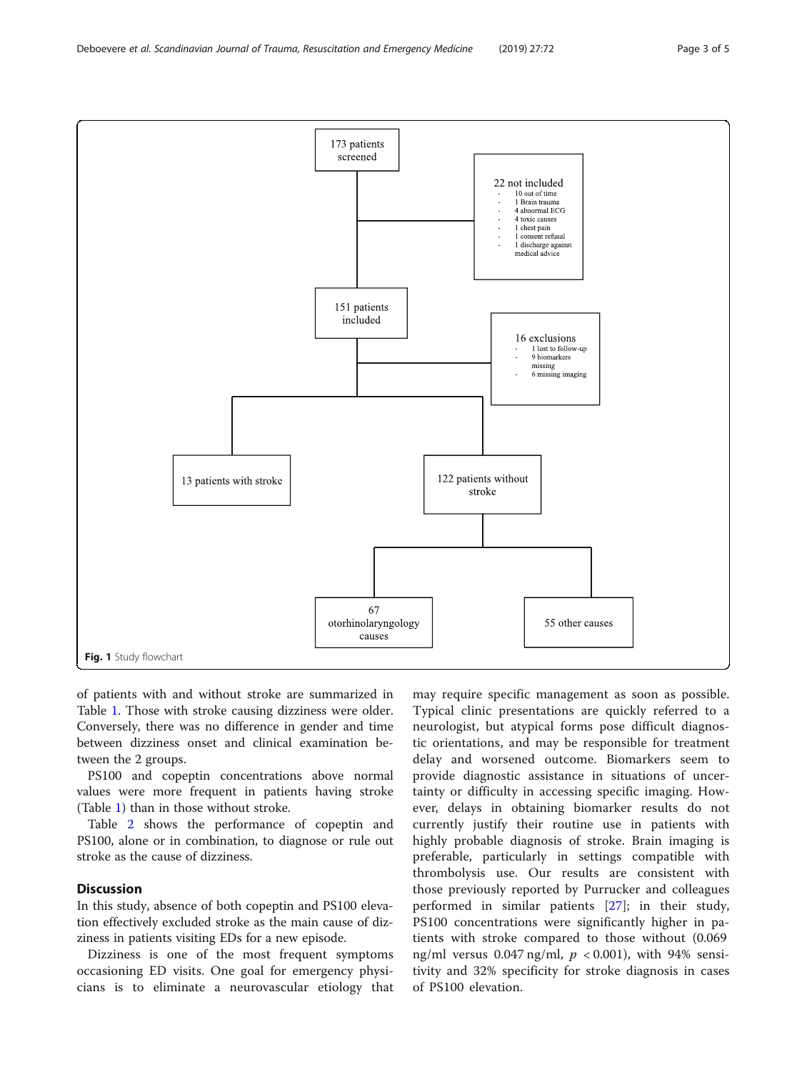173 patients screened

22 not included
- 10 out of time
- 1 Brain trauma
- 4 abnormal ECG
- 4 toxic causes
- 1 chest pain
- 1 consent refusal
- 1 discharge against medical advice

151 patients included

16 exclusions
- 1 lost to follow-up
- 9 biomarkers missing
- 6 missing imaging

13 patients with stroke

122 patients without stroke

67 otorhinolaryngology causes

55 other causes

**Fig. 1** Study flowchart

of patients with and without stroke are summarized in Table 1. Those with stroke causing dizziness were older. Conversely, there was no difference in gender and time between dizziness onset and clinical examination between the 2 groups.

PS100 and copeptin concentrations above normal values were more frequent in patients having stroke (Table 1) than in those without stroke.

Table 2 shows the performance of copeptin and PS100, alone or in combination, to diagnose or rule out stroke as the cause of dizziness.

## Discussion

In this study, absence of both copeptin and PS100 elevation effectively excluded stroke as the main cause of dizziness in patients visiting EDs for a new episode.

Dizziness is one of the most frequent symptoms occasioning ED visits. One goal for emergency physicians is to eliminate a neurovascular etiology that may require specific management as soon as possible. Typical clinic presentations are quickly referred to a neurologist, but atypical forms pose difficult diagnostic orientations, and may be responsible for treatment delay and worsened outcome. Biomarkers seem to provide diagnostic assistance in situations of uncertainty or difficulty in accessing specific imaging. However, delays in obtaining biomarker results do not currently justify their routine use in patients with highly probable diagnosis of stroke. Brain imaging is preferable, particularly in settings compatible with thrombolysis use. Our results are consistent with those previously reported by Purrucker and colleagues performed in similar patients [27]; in their study, PS100 concentrations were significantly higher in patients with stroke compared to those without (0.069 ng/ml versus 0.047 ng/ml, $p < 0.001$), with 94% sensitivity and 32% specificity for stroke diagnosis in cases of PS100 elevation.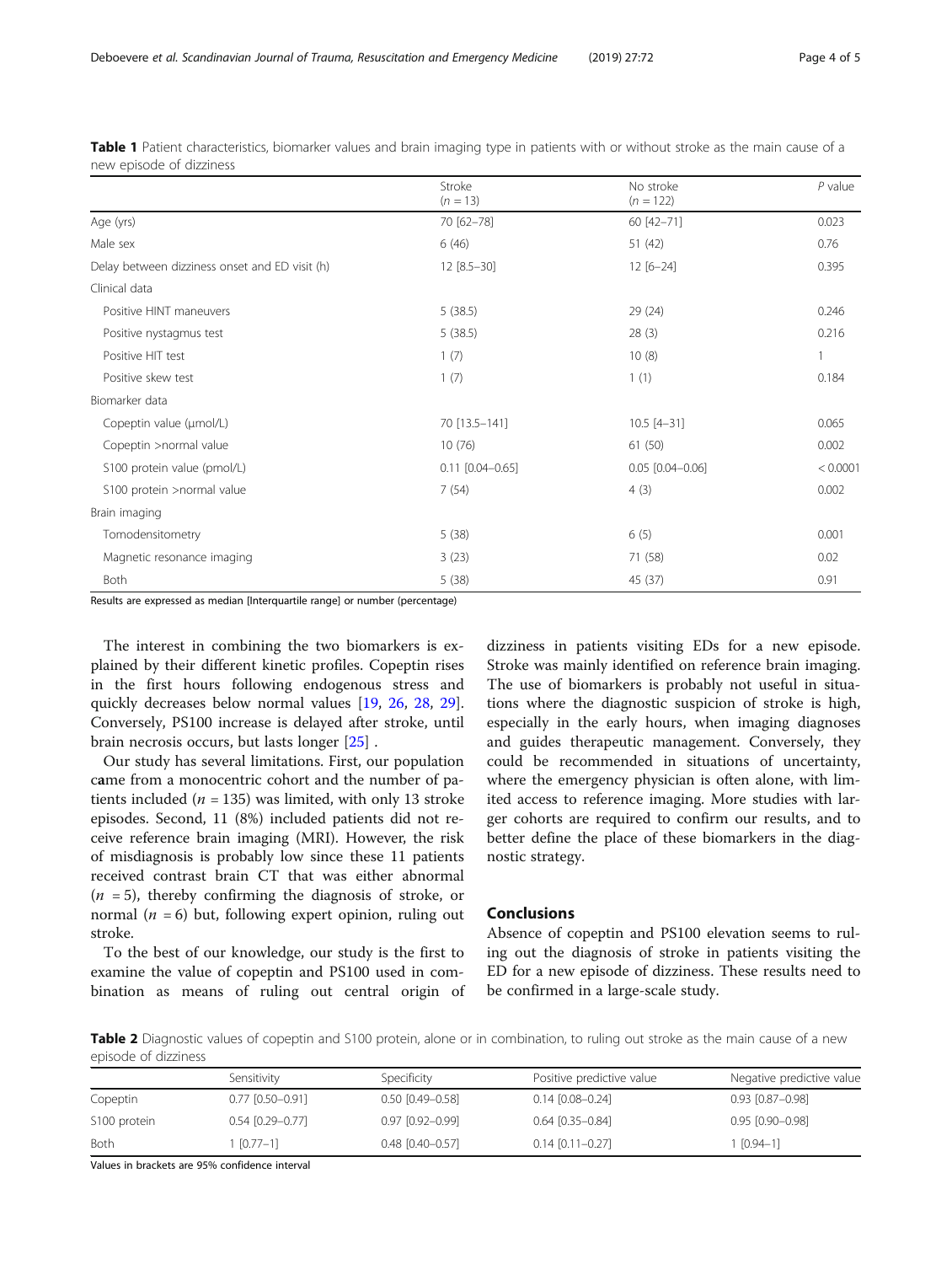**Table 1** Patient characteristics, biomarker values and brain imaging type in patients with or without stroke as the main cause of a new episode of dizziness

| | Stroke ($n$ = 13) | No stroke ($n$ = 122) | $P$ value |
|---|---|---|---|
| Age (yrs) | 70 [62–78] | 60 [42–71] | 0.023 |
| Male sex | 6 (46) | 51 (42) | 0.76 |
| Delay between dizziness onset and ED visit (h) | 12 [8.5–30] | 12 [6–24] | 0.395 |
| Clinical data | | | |
| Positive HINT maneuvers | 5 (38.5) | 29 (24) | 0.246 |
| Positive nystagmus test | 5 (38.5) | 28 (3) | 0.216 |
| Positive HIT test | 1 (7) | 10 (8) | 1 |
| Positive skew test | 1 (7) | 1 (1) | 0.184 |
| Biomarker data | | | |
| Copeptin value (μmol/L) | 70 [13.5–141] | 10.5 [4–31] | 0.065 |
| Copeptin >normal value | 10 (76) | 61 (50) | 0.002 |
| S100 protein value (pmol/L) | 0.11 [0.04–0.65] | 0.05 [0.04–0.06] | < 0.0001 |
| S100 protein >normal value | 7 (54) | 4 (3) | 0.002 |
| Brain imaging | | | |
| Tomodensitometry | 5 (38) | 6 (5) | 0.001 |
| Magnetic resonance imaging | 3 (23) | 71 (58) | 0.02 |
| Both | 5 (38) | 45 (37) | 0.91 |

Results are expressed as median [Interquartile range] or number (percentage)

The interest in combining the two biomarkers is explained by their different kinetic profiles. Copeptin rises in the first hours following endogenous stress and quickly decreases below normal values [19, 26, 28, 29]. Conversely, PS100 increase is delayed after stroke, until brain necrosis occurs, but lasts longer [25] .

Our study has several limitations. First, our population came from a monocentric cohort and the number of patients included ($n$ = 135) was limited, with only 13 stroke episodes. Second, 11 (8%) included patients did not receive reference brain imaging (MRI). However, the risk of misdiagnosis is probably low since these 11 patients received contrast brain CT that was either abnormal ($n$ = 5), thereby confirming the diagnosis of stroke, or normal ($n$ = 6) but, following expert opinion, ruling out stroke.

To the best of our knowledge, our study is the first to examine the value of copeptin and PS100 used in combination as means of ruling out central origin of dizziness in patients visiting EDs for a new episode. Stroke was mainly identified on reference brain imaging. The use of biomarkers is probably not useful in situations where the diagnostic suspicion of stroke is high, especially in the early hours, when imaging diagnoses and guides therapeutic management. Conversely, they could be recommended in situations of uncertainty, where the emergency physician is often alone, with limited access to reference imaging. More studies with larger cohorts are required to confirm our results, and to better define the place of these biomarkers in the diagnostic strategy.

## Conclusions

Absence of copeptin and PS100 elevation seems to ruling out the diagnosis of stroke in patients visiting the ED for a new episode of dizziness. These results need to be confirmed in a large-scale study.

**Table 2** Diagnostic values of copeptin and S100 protein, alone or in combination, to ruling out stroke as the main cause of a new episode of dizziness

| | Sensitivity | Specificity | Positive predictive value | Negative predictive value |
|---|---|---|---|---|
| Copeptin | 0.77 [0.50–0.91] | 0.50 [0.49–0.58] | 0.14 [0.08–0.24] | 0.93 [0.87–0.98] |
| S100 protein | 0.54 [0.29–0.77] | 0.97 [0.92–0.99] | 0.64 [0.35–0.84] | 0.95 [0.90–0.98] |
| Both | 1 [0.77–1] | 0.48 [0.40–0.57] | 0.14 [0.11–0.27] | 1 [0.94–1] |

Values in brackets are 95% confidence interval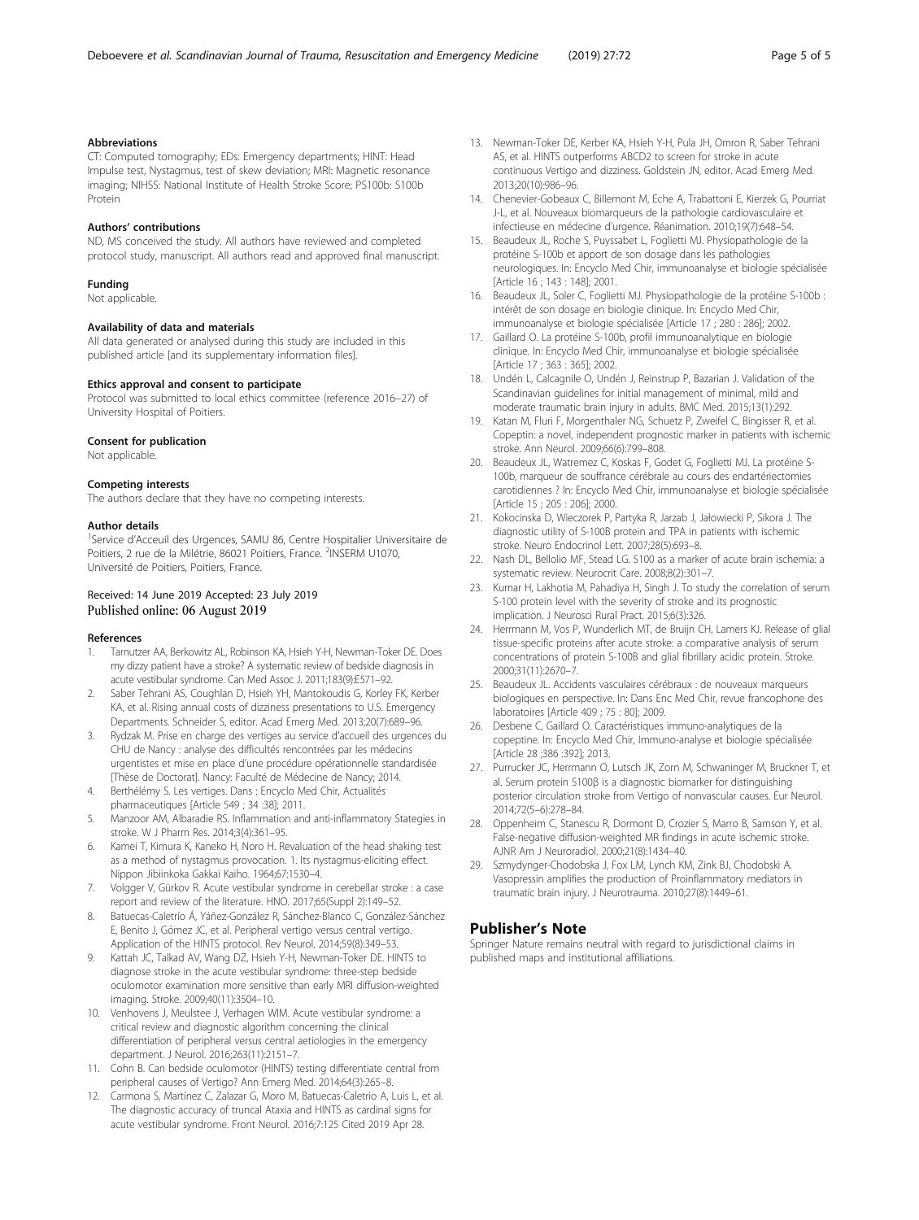### Abbreviations

CT: Computed tomography; EDs: Emergency departments; HINT: Head Impulse test, Nystagmus, test of skew deviation; MRI: Magnetic resonance imaging; NIHSS: National Institute of Health Stroke Score; PS100b: S100b Protein

### Authors' contributions

ND, MS conceived the study. All authors have reviewed and completed protocol study, manuscript. All authors read and approved final manuscript.

### Funding

Not applicable.

### Availability of data and materials

All data generated or analysed during this study are included in this published article [and its supplementary information files].

### Ethics approval and consent to participate

Protocol was submitted to local ethics committee (reference 2016–27) of University Hospital of Poitiers.

### Consent for publication

Not applicable.

### Competing interests

The authors declare that they have no competing interests.

### Author details

[1]Service d'Acceuil des Urgences, SAMU 86, Centre Hospitalier Universitaire de Poitiers, 2 rue de la Milétrie, 86021 Poitiers, France. [2]INSERM U1070, Université de Poitiers, Poitiers, France.

Received: 14 June 2019 Accepted: 23 July 2019
Published online: 06 August 2019

### References

1. Tarnutzer AA, Berkowitz AL, Robinson KA, Hsieh Y-H, Newman-Toker DE. Does my dizzy patient have a stroke? A systematic review of bedside diagnosis in acute vestibular syndrome. Can Med Assoc J. 2011;183(9):E571–92.
2. Saber Tehrani AS, Coughlan D, Hsieh YH, Mantokoudis G, Korley FK, Kerber KA, et al. Rising annual costs of dizziness presentations to U.S. Emergency Departments. Schneider S, editor. Acad Emerg Med. 2013;20(7):689–96.
3. Rydzak M. Prise en charge des vertiges au service d'accueil des urgences du CHU de Nancy : analyse des difficultés rencontrées par les médecins urgentistes et mise en place d'une procédure opérationnelle standardisée [Thèse de Doctorat]. Nancy: Faculté de Médecine de Nancy; 2014.
4. Berthélémy S. Les vertiges. Dans : Encyclo Med Chir, Actualités pharmaceutiques [Article 549 ; 34 :38]; 2011.
5. Manzoor AM, Albaradie RS. Inflammation and anti-inflammatory Stategies in stroke. W J Pharm Res. 2014;3(4):361–95.
6. Kamei T, Kimura K, Kaneko H, Noro H. Revaluation of the head shaking test as a method of nystagmus provocation. 1. Its nystagmus-eliciting effect. Nippon Jibiinkoka Gakkai Kaiho. 1964;67:1530–4.
7. Volgger V, Gürkov R. Acute vestibular syndrome in cerebellar stroke : a case report and review of the literature. HNO. 2017;65(Suppl 2):149–52.
8. Batuecas-Caletrío Á, Yáñez-González R, Sánchez-Blanco C, González-Sánchez E, Benito J, Gómez JC, et al. Peripheral vertigo versus central vertigo. Application of the HINTS protocol. Rev Neurol. 2014;59(8):349–53.
9. Kattah JC, Talkad AV, Wang DZ, Hsieh Y-H, Newman-Toker DE. HINTS to diagnose stroke in the acute vestibular syndrome: three-step bedside oculomotor examination more sensitive than early MRI diffusion-weighted imaging. Stroke. 2009;40(11):3504–10.
10. Venhovens J, Meulstee J, Verhagen WIM. Acute vestibular syndrome: a critical review and diagnostic algorithm concerning the clinical differentiation of peripheral versus central aetiologies in the emergency department. J Neurol. 2016;263(11):2151–7.
11. Cohn B. Can bedside oculomotor (HINTS) testing differentiate central from peripheral causes of Vertigo? Ann Emerg Med. 2014;64(3):265–8.
12. Carmona S, Martínez C, Zalazar G, Moro M, Batuecas-Caletrio A, Luis L, et al. The diagnostic accuracy of truncal Ataxia and HINTS as cardinal signs for acute vestibular syndrome. Front Neurol. 2016;7:125 Cited 2019 Apr 28.
13. Newman-Toker DE, Kerber KA, Hsieh Y-H, Pula JH, Omron R, Saber Tehrani AS, et al. HINTS outperforms ABCD2 to screen for stroke in acute continuous Vertigo and dizziness. Goldstein JN, editor. Acad Emerg Med. 2013;20(10):986–96.
14. Chenevier-Gobeaux C, Billemont M, Eche A, Trabattoni E, Kierzek G, Pourriat J-L, et al. Nouveaux biomarqueurs de la pathologie cardiovasculaire et infectieuse en médecine d'urgence. Réanimation. 2010;19(7):648–54.
15. Beaudeux JL, Roche S, Puyssabet L, Foglietti MJ. Physiopathologie de la protéine S-100b et apport de son dosage dans les pathologies neurologiques. In: Encyclo Med Chir, immunoanalyse et biologie spécialisée [Article 16 ; 143 : 148]; 2001.
16. Beaudeux JL, Soler C, Foglietti MJ. Physiopathologie de la protéine S-100b : intérêt de son dosage en biologie clinique. In: Encyclo Med Chir, immunoanalyse et biologie spécialisée [Article 17 ; 280 : 286]; 2002.
17. Gaillard O. La protéine S-100b, profil immunoanalytique en biologie clinique. In: Encyclo Med Chir, immunoanalyse et biologie spécialisée [Article 17 ; 363 : 365]; 2002.
18. Undén L, Calcagnile O, Undén J, Reinstrup P, Bazarian J. Validation of the Scandinavian guidelines for initial management of minimal, mild and moderate traumatic brain injury in adults. BMC Med. 2015;13(1):292.
19. Katan M, Fluri F, Morgenthaler NG, Schuetz P, Zweifel C, Bingisser R, et al. Copeptin: a novel, independent prognostic marker in patients with ischemic stroke. Ann Neurol. 2009;66(6):799–808.
20. Beaudeux JL, Watremez C, Koskas F, Godet G, Foglietti MJ. La protéine S-100b, marqueur de souffrance cérébrale au cours des endartériectomies carotidiennes ? In: Encyclo Med Chir, immunoanalyse et biologie spécialisée [Article 15 ; 205 : 206]; 2000.
21. Kokocinska D, Wieczorek P, Partyka R, Jarzab J, Jałowiecki P, Sikora J. The diagnostic utility of S-100B protein and TPA in patients with ischemic stroke. Neuro Endocrinol Lett. 2007;28(5):693–8.
22. Nash DL, Bellolio MF, Stead LG. S100 as a marker of acute brain ischemia: a systematic review. Neurocrit Care. 2008;8(2):301–7.
23. Kumar H, Lakhotia M, Pahadiya H, Singh J. To study the correlation of serum S-100 protein level with the severity of stroke and its prognostic implication. J Neurosci Rural Pract. 2015;6(3):326.
24. Herrmann M, Vos P, Wunderlich MT, de Bruijn CH, Lamers KJ. Release of glial tissue-specific proteins after acute stroke: a comparative analysis of serum concentrations of protein S-100B and glial fibrillary acidic protein. Stroke. 2000;31(11):2670–7.
25. Beaudeux JL. Accidents vasculaires cérébraux : de nouveaux marqueurs biologiques en perspective. In: Dans Enc Med Chir, revue francophone des laboratoires [Article 409 ; 75 : 80]; 2009.
26. Desbene C, Gaillard O. Caractéristiques immuno-analytiques de la copeptine. In: Encyclo Med Chir, Immuno-analyse et biologie spécialisée [Article 28 ;386 :392]; 2013.
27. Purrucker JC, Herrmann O, Lutsch JK, Zorn M, Schwaninger M, Bruckner T, et al. Serum protein S100β is a diagnostic biomarker for distinguishing posterior circulation stroke from Vertigo of nonvascular causes. Eur Neurol. 2014;72(5–6):278–84.
28. Oppenheim C, Stanescu R, Dormont D, Crozier S, Marro B, Samson Y, et al. False-negative diffusion-weighted MR findings in acute ischemic stroke. AJNR Am J Neuroradiol. 2000;21(8):1434–40.
29. Szmydynger-Chodobska J, Fox LM, Lynch KM, Zink BJ, Chodobski A. Vasopressin amplifies the production of Proinflammatory mediators in traumatic brain injury. J Neurotrauma. 2010;27(8):1449–61.

## Publisher's Note

Springer Nature remains neutral with regard to jurisdictional claims in published maps and institutional affiliations.